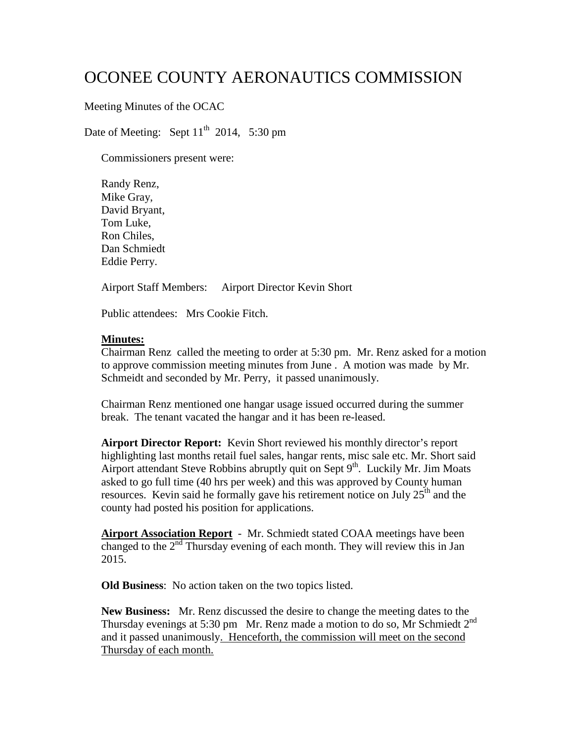# OCONEE COUNTY AERONAUTICS COMMISSION

Meeting Minutes of the OCAC

Date of Meeting: Sept 11th 2014, 5:30 pm

Commissioners present were:

Randy Renz,
Mike Gray,
David Bryant,
Tom Luke,
Ron Chiles,
Dan Schmiedt
Eddie Perry.

Airport Staff Members: Airport Director Kevin Short

Public attendees: Mrs Cookie Fitch.

**Minutes:**

Chairman Renz called the meeting to order at 5:30 pm. Mr. Renz asked for a motion to approve commission meeting minutes from June . A motion was made by Mr. Schmeidt and seconded by Mr. Perry, it passed unanimously.

Chairman Renz mentioned one hangar usage issued occurred during the summer break. The tenant vacated the hangar and it has been re-leased.

**Airport Director Report:** Kevin Short reviewed his monthly director's report highlighting last months retail fuel sales, hangar rents, misc sale etc. Mr. Short said Airport attendant Steve Robbins abruptly quit on Sept 9th. Luckily Mr. Jim Moats asked to go full time (40 hrs per week) and this was approved by County human resources. Kevin said he formally gave his retirement notice on July 25th and the county had posted his position for applications.

**Airport Association Report** - Mr. Schmiedt stated COAA meetings have been changed to the 2nd Thursday evening of each month. They will review this in Jan 2015.

**Old Business**: No action taken on the two topics listed.

**New Business:** Mr. Renz discussed the desire to change the meeting dates to the Thursday evenings at 5:30 pm Mr. Renz made a motion to do so, Mr Schmiedt 2nd and it passed unanimously. Henceforth, the commission will meet on the second Thursday of each month.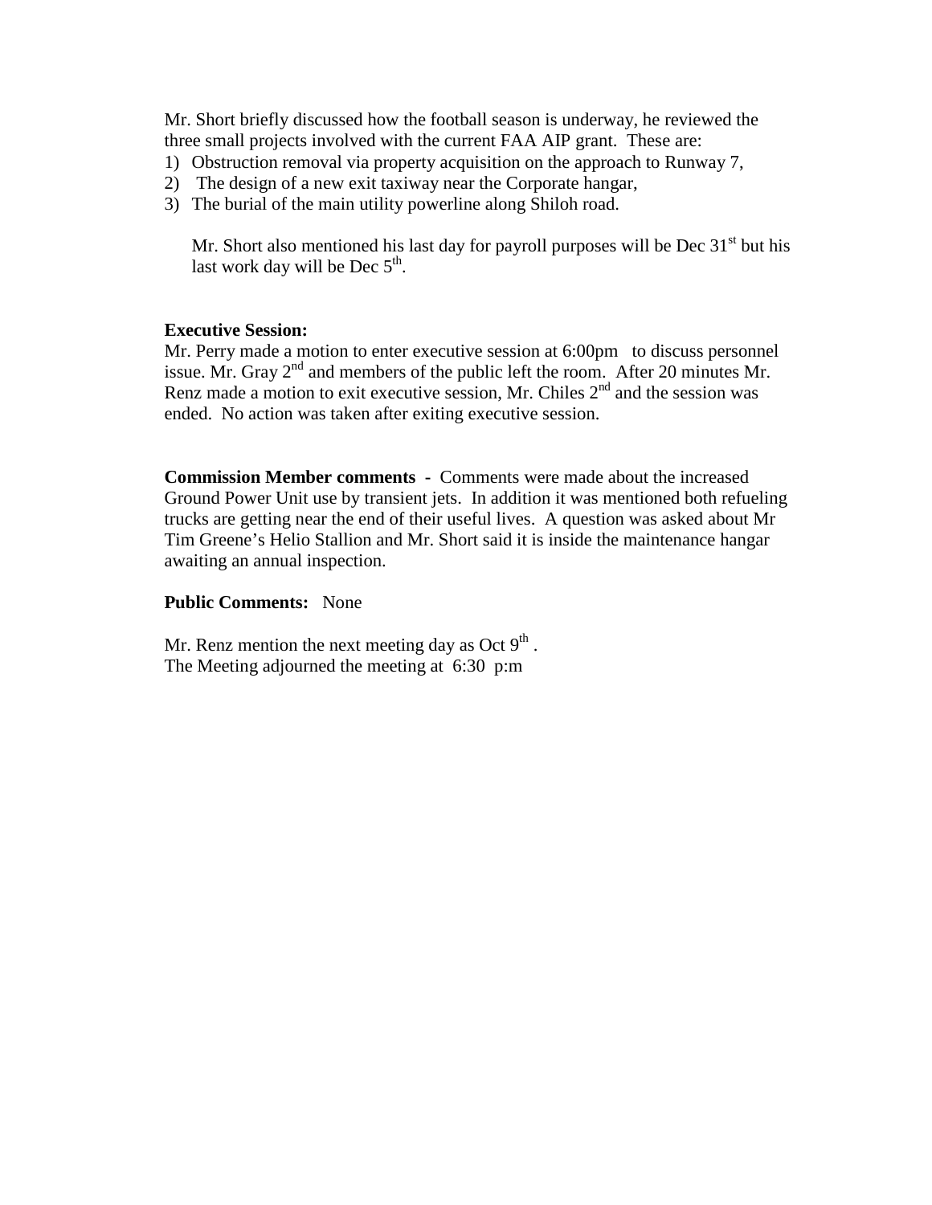Mr. Short briefly discussed how the football season is underway, he reviewed the three small projects involved with the current FAA AIP grant. These are:

1) Obstruction removal via property acquisition on the approach to Runway 7,
2) The design of a new exit taxiway near the Corporate hangar,
3) The burial of the main utility powerline along Shiloh road.

   Mr. Short also mentioned his last day for payroll purposes will be Dec 31st but his last work day will be Dec 5th.

**Executive Session:**
Mr. Perry made a motion to enter executive session at 6:00pm to discuss personnel issue. Mr. Gray 2nd and members of the public left the room. After 20 minutes Mr. Renz made a motion to exit executive session, Mr. Chiles 2nd and the session was ended. No action was taken after exiting executive session.

**Commission Member comments -** Comments were made about the increased Ground Power Unit use by transient jets. In addition it was mentioned both refueling trucks are getting near the end of their useful lives. A question was asked about Mr Tim Greene's Helio Stallion and Mr. Short said it is inside the maintenance hangar awaiting an annual inspection.

**Public Comments:** None

Mr. Renz mention the next meeting day as Oct 9th .
The Meeting adjourned the meeting at 6:30 p:m